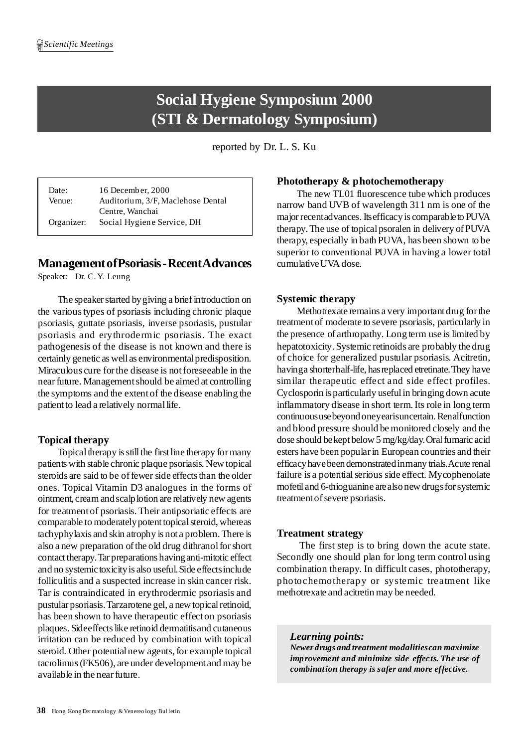# Social Hygiene Symposium 2000
# (STI & Dermatology Symposium)

reported by Dr. L. S. Ku

| | |
|---|---|
| Date: | 16 December, 2000 |
| Venue: | Auditorium, 3/F, Maclehose Dental Centre, Wanchai |
| Organizer: | Social Hygiene Service, DH |

## Management of Psoriasis - Recent Advances

Speaker: Dr. C. Y. Leung

The speaker started by giving a brief introduction on the various types of psoriasis including chronic plaque psoriasis, guttate psoriasis, inverse psoriasis, pustular psoriasis and erythrodermic psoriasis. The exact pathogenesis of the disease is not known and there is certainly genetic as well as environmental predisposition. Miraculous cure for the disease is not foreseeable in the near future. Management should be aimed at controlling the symptoms and the extent of the disease enabling the patient to lead a relatively normal life.

### Topical therapy

Topical therapy is still the first line therapy for many patients with stable chronic plaque psoriasis. New topical steroids are said to be of fewer side effects than the older ones. Topical Vitamin D3 analogues in the forms of ointment, cream and scalp lotion are relatively new agents for treatment of psoriasis. Their antipsoriatic effects are comparable to moderately potent topical steroid, whereas tachyphylaxis and skin atrophy is not a problem. There is also a new preparation of the old drug dithranol for short contact therapy. Tar preparations having anti-mitotic effect and no systemic toxicity is also useful. Side effects include folliculitis and a suspected increase in skin cancer risk. Tar is contraindicated in erythrodermic psoriasis and pustular psoriasis. Tarzarotene gel, a new topical retinoid, has been shown to have therapeutic effect on psoriasis plaques. Side effects like retinoid dermatitis and cutaneous irritation can be reduced by combination with topical steroid. Other potential new agents, for example topical tacrolimus (FK506), are under development and may be available in the near future.

### Phototherapy & photochemotherapy

The new TL01 fluorescence tube which produces narrow band UVB of wavelength 311 nm is one of the major recent advances. Its efficacy is comparable to PUVA therapy. The use of topical psoralen in delivery of PUVA therapy, especially in bath PUVA, has been shown to be superior to conventional PUVA in having a lower total cumulative UVA dose.

### Systemic therapy

Methotrexate remains a very important drug for the treatment of moderate to severe psoriasis, particularly in the presence of arthropathy. Long term use is limited by hepatotoxicity. Systemic retinoids are probably the drug of choice for generalized pustular psoriasis. Acitretin, having a shorter half-life, has replaced etretinate. They have similar therapeutic effect and side effect profiles. Cyclosporin is particularly useful in bringing down acute inflammatory disease in short term. Its role in long term continuous use beyond one year is uncertain. Renal function and blood pressure should be monitored closely and the dose should be kept below 5 mg/kg/day. Oral fumaric acid esters have been popular in European countries and their efficacy have been demonstrated in many trials. Acute renal failure is a potential serious side effect. Mycophenolate mofetil and 6-thioguanine are also new drugs for systemic treatment of severe psoriasis.

### Treatment strategy

The first step is to bring down the acute state. Secondly one should plan for long term control using combination therapy. In difficult cases, phototherapy, photochemotherapy or systemic treatment like methotrexate and acitretin may be needed.

> ***Learning points:***
> ***Newer drugs and treatment modalities can maximize improvement and minimize side effects. The use of combination therapy is safer and more effective.***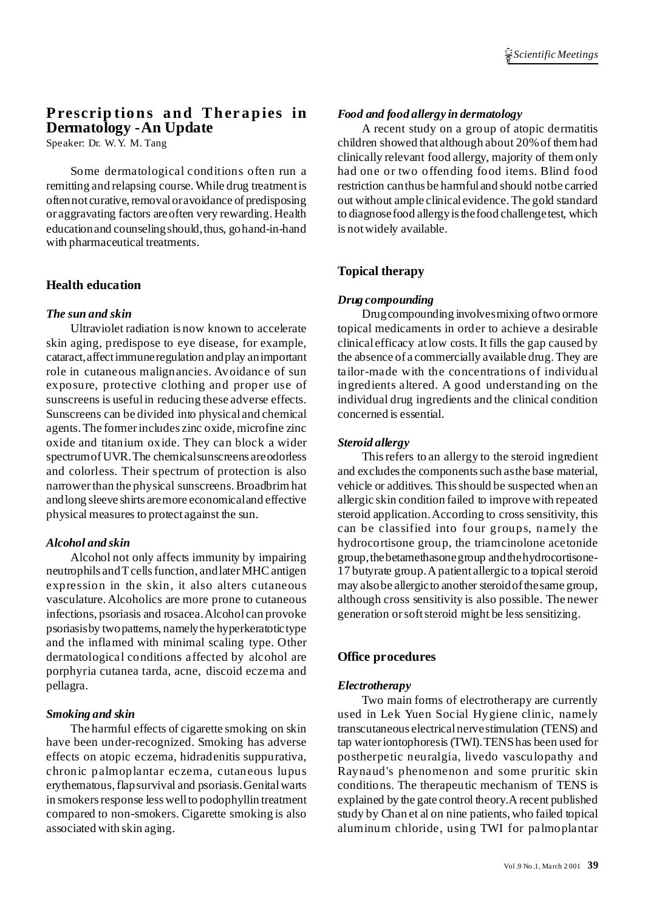## Prescriptions and Therapies in Dermatology - An Update

Speaker: Dr. W.Y. M. Tang

Some dermatological conditions often run a remitting and relapsing course. While drug treatment is often not curative, removal or avoidance of predisposing or aggravating factors are often very rewarding. Health education and counseling should, thus, go hand-in-hand with pharmaceutical treatments.

### Health education

#### *The sun and skin*

Ultraviolet radiation is now known to accelerate skin aging, predispose to eye disease, for example, cataract, affect immune regulation and play an important role in cutaneous malignancies. Avoidance of sun exposure, protective clothing and proper use of sunscreens is useful in reducing these adverse effects. Sunscreens can be divided into physical and chemical agents. The former includes zinc oxide, microfine zinc oxide and titanium oxide. They can block a wider spectrum of UVR. The chemical sunscreens are odorless and colorless. Their spectrum of protection is also narrower than the physical sunscreens. Broadbrim hat and long sleeve shirts are more economical and effective physical measures to protect against the sun.

#### *Alcohol and skin*

Alcohol not only affects immunity by impairing neutrophils and T cells function, and later MHC antigen expression in the skin, it also alters cutaneous vasculature. Alcoholics are more prone to cutaneous infections, psoriasis and rosacea. Alcohol can provoke psoriasis by two patterns, namely the hyperkeratotic type and the inflamed with minimal scaling type. Other dermatological conditions affected by alcohol are porphyria cutanea tarda, acne, discoid eczema and pellagra.

#### *Smoking and skin*

The harmful effects of cigarette smoking on skin have been under-recognized. Smoking has adverse effects on atopic eczema, hidradenitis suppurativa, chronic palmoplantar eczema, cutaneous lupus erythematous, flap survival and psoriasis. Genital warts in smokers response less well to podophyllin treatment compared to non-smokers. Cigarette smoking is also associated with skin aging.

#### *Food and food allergy in dermatology*

A recent study on a group of atopic dermatitis children showed that although about 20% of them had clinically relevant food allergy, majority of them only had one or two offending food items. Blind food restriction can thus be harmful and should not be carried out without ample clinical evidence. The gold standard to diagnose food allergy is the food challenge test, which is not widely available.

### Topical therapy

#### *Drug compounding*

Drug compounding involves mixing of two or more topical medicaments in order to achieve a desirable clinical efficacy at low costs. It fills the gap caused by the absence of a commercially available drug. They are tailor-made with the concentrations of individual ingredients altered. A good understanding on the individual drug ingredients and the clinical condition concerned is essential.

#### *Steroid allergy*

This refers to an allergy to the steroid ingredient and excludes the components such as the base material, vehicle or additives. This should be suspected when an allergic skin condition failed to improve with repeated steroid application. According to cross sensitivity, this can be classified into four groups, namely the hydrocortisone group, the triamcinolone acetonide group, the betamethasone group and the hydrocortisone-17 butyrate group. A patient allergic to a topical steroid may also be allergic to another steroid of the same group, although cross sensitivity is also possible. The newer generation or soft steroid might be less sensitizing.

### Office procedures

#### *Electrotherapy*

Two main forms of electrotherapy are currently used in Lek Yuen Social Hygiene clinic, namely transcutaneous electrical nerve stimulation (TENS) and tap water iontophoresis (TWI). TENS has been used for postherpetic neuralgia, livedo vasculopathy and Raynaud's phenomenon and some pruritic skin conditions. The therapeutic mechanism of TENS is explained by the gate control theory. A recent published study by Chan et al on nine patients, who failed topical aluminum chloride, using TWI for palmoplantar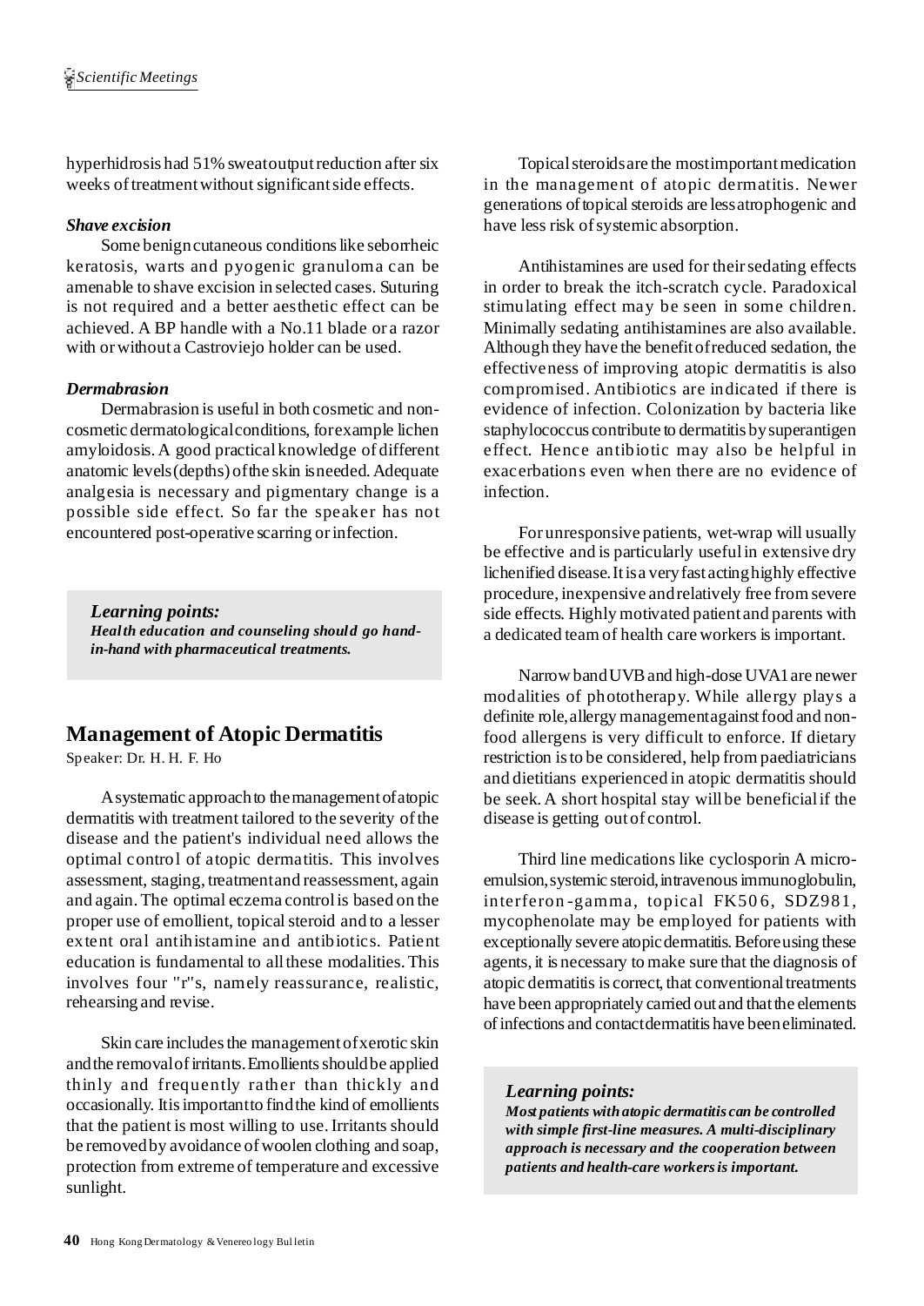hyperhidrosis had 51% sweat output reduction after six weeks of treatment without significant side effects.

### *Shave excision*

Some benign cutaneous conditions like seborrheic keratosis, warts and pyogenic granuloma can be amenable to shave excision in selected cases. Suturing is not required and a better aesthetic effect can be achieved. A BP handle with a No.11 blade or a razor with or without a Castroviejo holder can be used.

### *Dermabrasion*

Dermabrasion is useful in both cosmetic and non-cosmetic dermatological conditions, for example lichen amyloidosis. A good practical knowledge of different anatomic levels (depths) of the skin is needed. Adequate analgesia is necessary and pigmentary change is a possible side effect. So far the speaker has not encountered post-operative scarring or infection.

> ***Learning points:***
> ***Health education and counseling should go hand-in-hand with pharmaceutical treatments.***

## Management of Atopic Dermatitis

Speaker: Dr. H. H. F. Ho

A systematic approach to the management of atopic dermatitis with treatment tailored to the severity of the disease and the patient's individual need allows the optimal control of atopic dermatitis. This involves assessment, staging, treatment and reassessment, again and again. The optimal eczema control is based on the proper use of emollient, topical steroid and to a lesser extent oral antihistamine and antibiotics. Patient education is fundamental to all these modalities. This involves four "r"s, namely reassurance, realistic, rehearsing and revise.

Skin care includes the management of xerotic skin and the removal of irritants. Emollients should be applied thinly and frequently rather than thickly and occasionally. It is important to find the kind of emollients that the patient is most willing to use. Irritants should be removed by avoidance of woolen clothing and soap, protection from extreme of temperature and excessive sunlight.

Topical steroids are the most important medication in the management of atopic dermatitis. Newer generations of topical steroids are less atrophogenic and have less risk of systemic absorption.

Antihistamines are used for their sedating effects in order to break the itch-scratch cycle. Paradoxical stimulating effect may be seen in some children. Minimally sedating antihistamines are also available. Although they have the benefit of reduced sedation, the effectiveness of improving atopic dermatitis is also compromised. Antibiotics are indicated if there is evidence of infection. Colonization by bacteria like staphylococcus contribute to dermatitis by superantigen effect. Hence antibiotic may also be helpful in exacerbations even when there are no evidence of infection.

For unresponsive patients, wet-wrap will usually be effective and is particularly useful in extensive dry lichenified disease. It is a very fast acting highly effective procedure, inexpensive and relatively free from severe side effects. Highly motivated patient and parents with a dedicated team of health care workers is important.

Narrow band UVB and high-dose UVA1 are newer modalities of phototherapy. While allergy plays a definite role, allergy management against food and non-food allergens is very difficult to enforce. If dietary restriction is to be considered, help from paediatricians and dietitians experienced in atopic dermatitis should be seek. A short hospital stay will be beneficial if the disease is getting out of control.

Third line medications like cyclosporin A micro-emulsion, systemic steroid, intravenous immunoglobulin, interferon-gamma, topical FK506, SDZ981, mycophenolate may be employed for patients with exceptionally severe atopic dermatitis. Before using these agents, it is necessary to make sure that the diagnosis of atopic dermatitis is correct, that conventional treatments have been appropriately carried out and that the elements of infections and contact dermatitis have been eliminated.

> ***Learning points:***
> ***Most patients with atopic dermatitis can be controlled with simple first-line measures. A multi-disciplinary approach is necessary and the cooperation between patients and health-care workers is important.***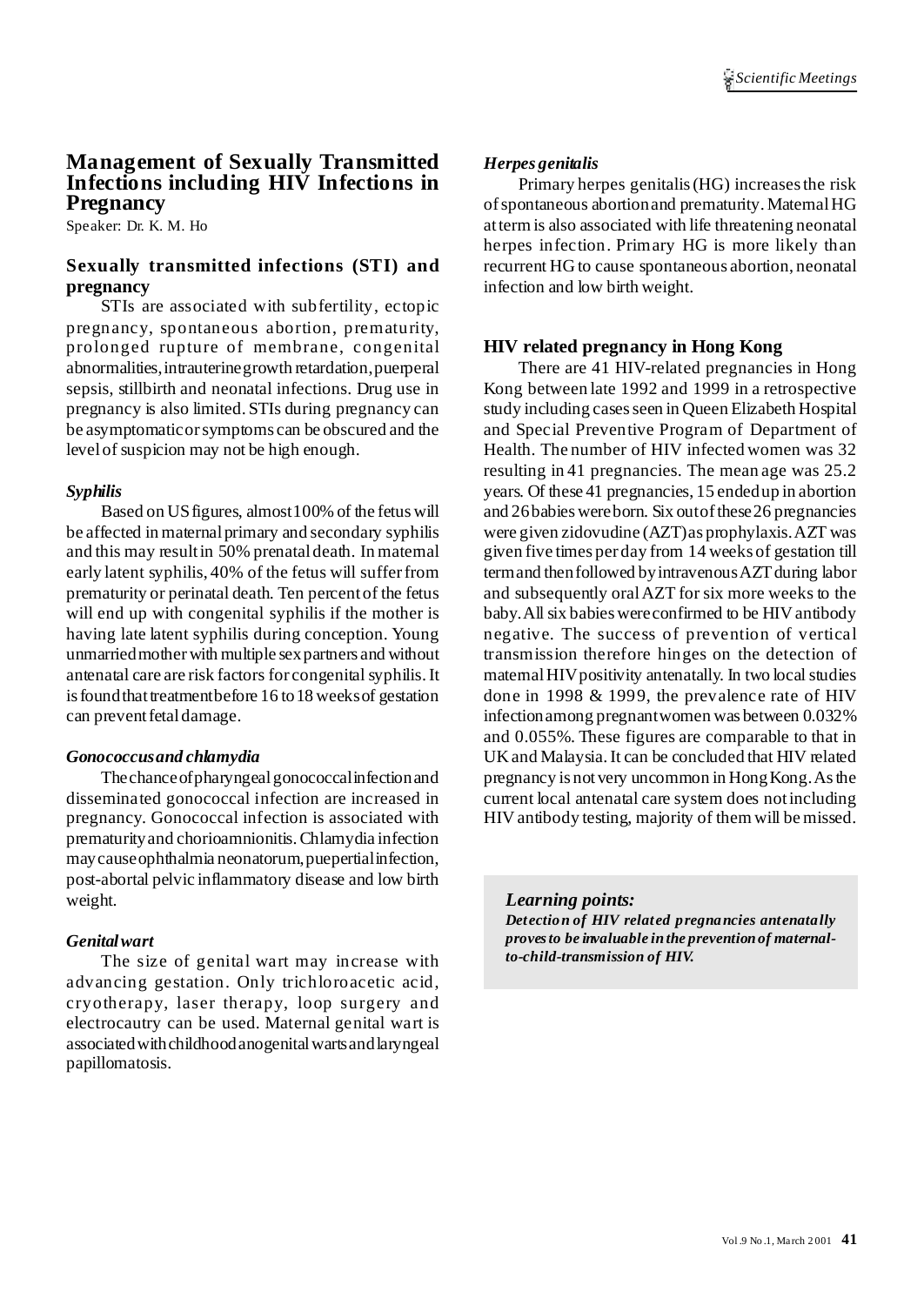## Management of Sexually Transmitted Infections including HIV Infections in Pregnancy

Speaker: Dr. K. M. Ho

### Sexually transmitted infections (STI) and pregnancy

STIs are associated with subfertility, ectopic pregnancy, spontaneous abortion, prematurity, prolonged rupture of membrane, congenital abnormalities, intrauterine growth retardation, puerperal sepsis, stillbirth and neonatal infections. Drug use in pregnancy is also limited. STIs during pregnancy can be asymptomatic or symptoms can be obscured and the level of suspicion may not be high enough.

#### *Syphilis*

Based on US figures, almost 100% of the fetus will be affected in maternal primary and secondary syphilis and this may result in 50% prenatal death. In maternal early latent syphilis, 40% of the fetus will suffer from prematurity or perinatal death. Ten percent of the fetus will end up with congenital syphilis if the mother is having late latent syphilis during conception. Young unmarried mother with multiple sex partners and without antenatal care are risk factors for congenital syphilis. It is found that treatment before 16 to 18 weeks of gestation can prevent fetal damage.

#### *Gonococcus and chlamydia*

The chance of pharyngeal gonococcal infection and disseminated gonococcal infection are increased in pregnancy. Gonococcal infection is associated with prematurity and chorioamnionitis. Chlamydia infection may cause ophthalmia neonatorum, puepertial infection, post-abortal pelvic inflammatory disease and low birth weight.

#### *Genital wart*

The size of genital wart may increase with advancing gestation. Only trichloroacetic acid, cryotherapy, laser therapy, loop surgery and electrocautry can be used. Maternal genital wart is associated with childhood anogenital warts and laryngeal papillomatosis.

#### *Herpes genitalis*

Primary herpes genitalis (HG) increases the risk of spontaneous abortion and prematurity. Maternal HG at term is also associated with life threatening neonatal herpes infection. Primary HG is more likely than recurrent HG to cause spontaneous abortion, neonatal infection and low birth weight.

### HIV related pregnancy in Hong Kong

There are 41 HIV-related pregnancies in Hong Kong between late 1992 and 1999 in a retrospective study including cases seen in Queen Elizabeth Hospital and Special Preventive Program of Department of Health. The number of HIV infected women was 32 resulting in 41 pregnancies. The mean age was 25.2 years. Of these 41 pregnancies, 15 ended up in abortion and 26 babies were born. Six out of these 26 pregnancies were given zidovudine (AZT) as prophylaxis. AZT was given five times per day from 14 weeks of gestation till term and then followed by intravenous AZT during labor and subsequently oral AZT for six more weeks to the baby. All six babies were confirmed to be HIV antibody negative. The success of prevention of vertical transmission therefore hinges on the detection of maternal HIV positivity antenatally. In two local studies done in 1998 & 1999, the prevalence rate of HIV infection among pregnant women was between 0.032% and 0.055%. These figures are comparable to that in UK and Malaysia. It can be concluded that HIV related pregnancy is not very uncommon in Hong Kong. As the current local antenatal care system does not including HIV antibody testing, majority of them will be missed.

> ***Learning points:***
>
> ***Detection of HIV related pregnancies antenatally proves to be invaluable in the prevention of maternal-to-child-transmission of HIV.***